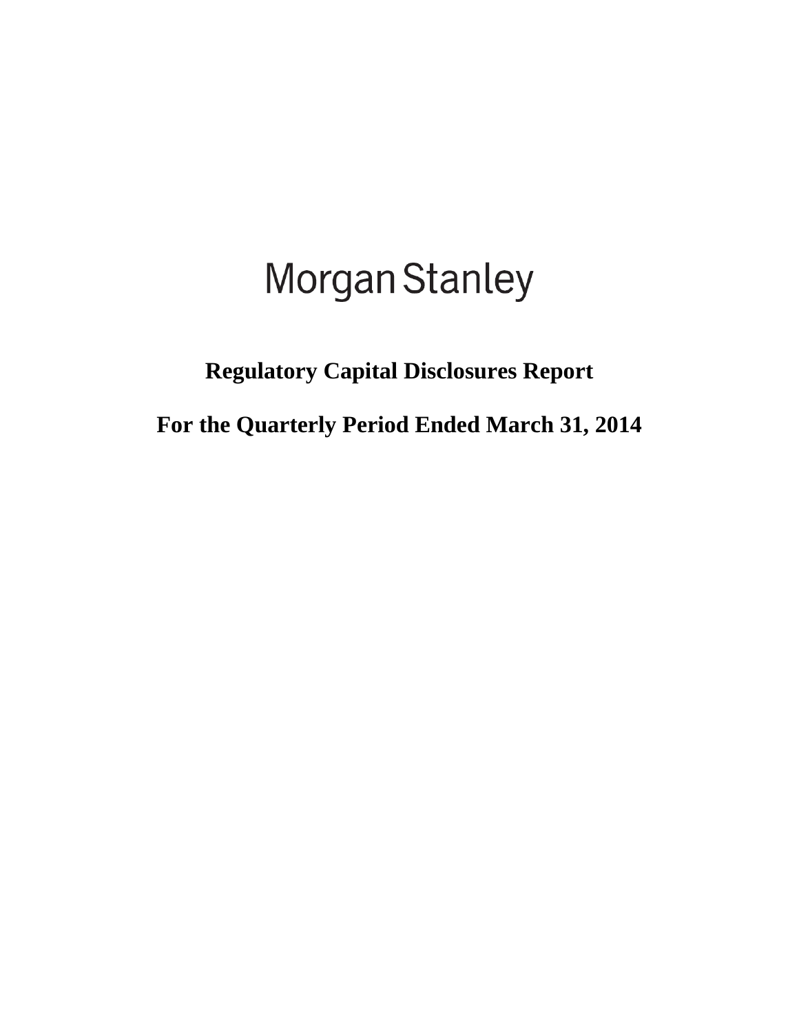# Morgan Stanley

## Regulatory Capital Disclosures Report

## For the Quarterly Period Ended March 31, 2014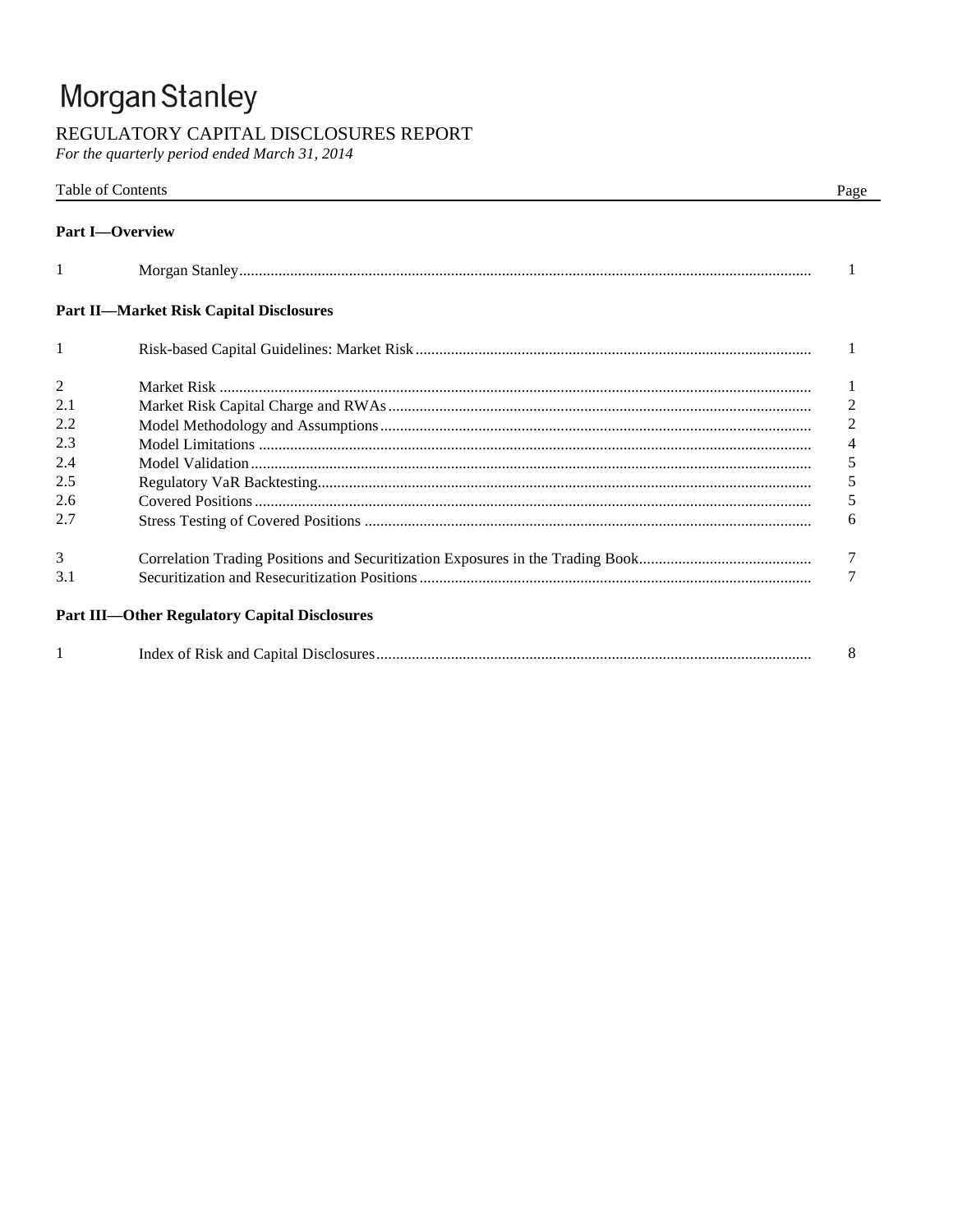# Morgan Stanley

## REGULATORY CAPITAL DISCLOSURES REPORT

*For the quarterly period ended March 31, 2014*

| Table of Contents | | Page |
|---|---|---|
| **Part I—Overview** | | |
| 1 | Morgan Stanley | 1 |
| **Part II—Market Risk Capital Disclosures** | | |
| 1 | Risk-based Capital Guidelines: Market Risk | 1 |
| 2 | Market Risk | 1 |
| 2.1 | Market Risk Capital Charge and RWAs | 2 |
| 2.2 | Model Methodology and Assumptions | 2 |
| 2.3 | Model Limitations | 4 |
| 2.4 | Model Validation | 5 |
| 2.5 | Regulatory VaR Backtesting | 5 |
| 2.6 | Covered Positions | 5 |
| 2.7 | Stress Testing of Covered Positions | 6 |
| 3 | Correlation Trading Positions and Securitization Exposures in the Trading Book | 7 |
| 3.1 | Securitization and Resecuritization Positions | 7 |
| **Part III—Other Regulatory Capital Disclosures** | | |
| 1 | Index of Risk and Capital Disclosures | 8 |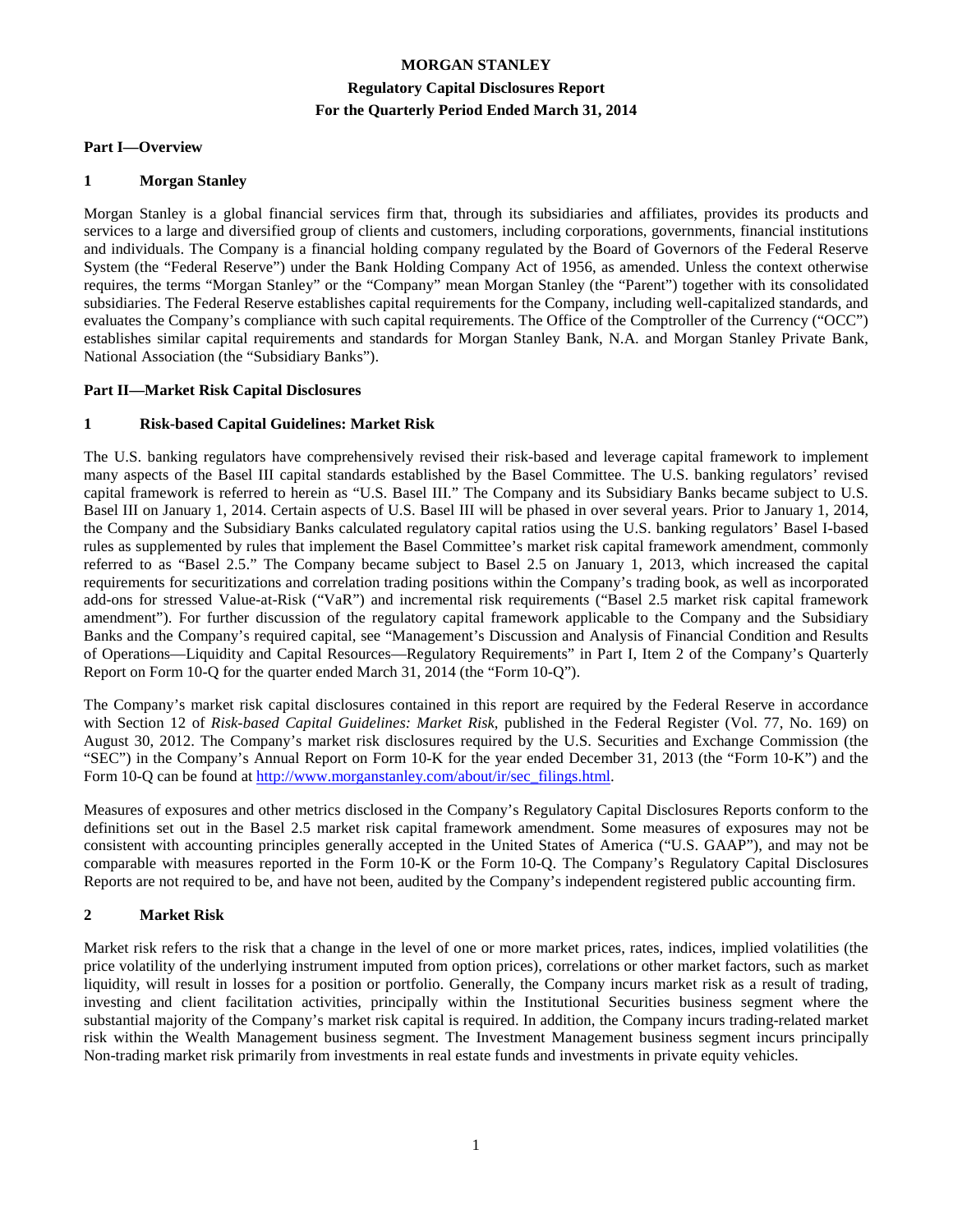# MORGAN STANLEY

## Regulatory Capital Disclosures Report

## For the Quarterly Period Ended March 31, 2014

### Part I—Overview

#### 1 Morgan Stanley

Morgan Stanley is a global financial services firm that, through its subsidiaries and affiliates, provides its products and services to a large and diversified group of clients and customers, including corporations, governments, financial institutions and individuals. The Company is a financial holding company regulated by the Board of Governors of the Federal Reserve System (the "Federal Reserve") under the Bank Holding Company Act of 1956, as amended. Unless the context otherwise requires, the terms "Morgan Stanley" or the "Company" mean Morgan Stanley (the "Parent") together with its consolidated subsidiaries. The Federal Reserve establishes capital requirements for the Company, including well-capitalized standards, and evaluates the Company's compliance with such capital requirements. The Office of the Comptroller of the Currency ("OCC") establishes similar capital requirements and standards for Morgan Stanley Bank, N.A. and Morgan Stanley Private Bank, National Association (the "Subsidiary Banks").

### Part II—Market Risk Capital Disclosures

#### 1 Risk-based Capital Guidelines: Market Risk

The U.S. banking regulators have comprehensively revised their risk-based and leverage capital framework to implement many aspects of the Basel III capital standards established by the Basel Committee. The U.S. banking regulators' revised capital framework is referred to herein as "U.S. Basel III." The Company and its Subsidiary Banks became subject to U.S. Basel III on January 1, 2014. Certain aspects of U.S. Basel III will be phased in over several years. Prior to January 1, 2014, the Company and the Subsidiary Banks calculated regulatory capital ratios using the U.S. banking regulators' Basel I-based rules as supplemented by rules that implement the Basel Committee's market risk capital framework amendment, commonly referred to as "Basel 2.5." The Company became subject to Basel 2.5 on January 1, 2013, which increased the capital requirements for securitizations and correlation trading positions within the Company's trading book, as well as incorporated add-ons for stressed Value-at-Risk ("VaR") and incremental risk requirements ("Basel 2.5 market risk capital framework amendment"). For further discussion of the regulatory capital framework applicable to the Company and the Subsidiary Banks and the Company's required capital, see "Management's Discussion and Analysis of Financial Condition and Results of Operations—Liquidity and Capital Resources—Regulatory Requirements" in Part I, Item 2 of the Company's Quarterly Report on Form 10-Q for the quarter ended March 31, 2014 (the "Form 10-Q").

The Company's market risk capital disclosures contained in this report are required by the Federal Reserve in accordance with Section 12 of *Risk-based Capital Guidelines: Market Risk*, published in the Federal Register (Vol. 77, No. 169) on August 30, 2012. The Company's market risk disclosures required by the U.S. Securities and Exchange Commission (the "SEC") in the Company's Annual Report on Form 10-K for the year ended December 31, 2013 (the "Form 10-K") and the Form 10-Q can be found at http://www.morganstanley.com/about/ir/sec_filings.html.

Measures of exposures and other metrics disclosed in the Company's Regulatory Capital Disclosures Reports conform to the definitions set out in the Basel 2.5 market risk capital framework amendment. Some measures of exposures may not be consistent with accounting principles generally accepted in the United States of America ("U.S. GAAP"), and may not be comparable with measures reported in the Form 10-K or the Form 10-Q. The Company's Regulatory Capital Disclosures Reports are not required to be, and have not been, audited by the Company's independent registered public accounting firm.

#### 2 Market Risk

Market risk refers to the risk that a change in the level of one or more market prices, rates, indices, implied volatilities (the price volatility of the underlying instrument imputed from option prices), correlations or other market factors, such as market liquidity, will result in losses for a position or portfolio. Generally, the Company incurs market risk as a result of trading, investing and client facilitation activities, principally within the Institutional Securities business segment where the substantial majority of the Company's market risk capital is required. In addition, the Company incurs trading-related market risk within the Wealth Management business segment. The Investment Management business segment incurs principally Non-trading market risk primarily from investments in real estate funds and investments in private equity vehicles.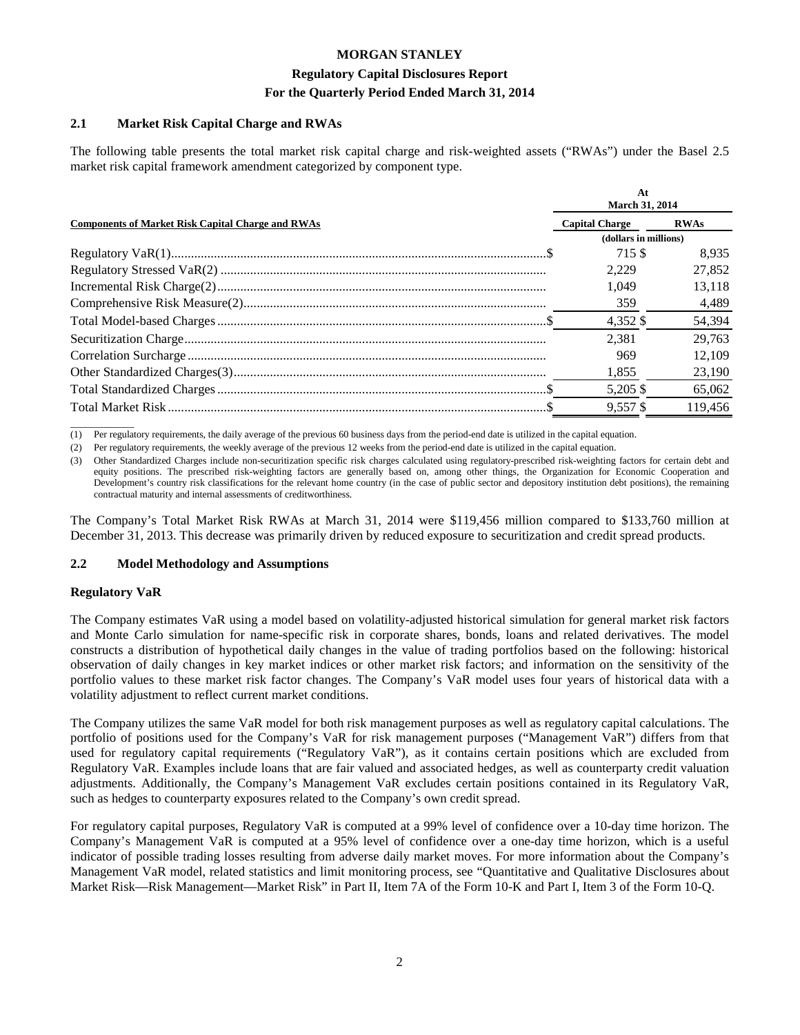## 2.1 Market Risk Capital Charge and RWAs

The following table presents the total market risk capital charge and risk-weighted assets ("RWAs") under the Basel 2.5 market risk capital framework amendment categorized by component type.

| Components of Market Risk Capital Charge and RWAs | At March 31, 2014 | |
|---|---|---|
| | Capital Charge | RWAs |
| | (dollars in millions) | |
| Regulatory VaR(1) | $ 715 | $ 8,935 |
| Regulatory Stressed VaR(2) | 2,229 | 27,852 |
| Incremental Risk Charge(2) | 1,049 | 13,118 |
| Comprehensive Risk Measure(2) | 359 | 4,489 |
| Total Model-based Charges | $ 4,352 | $ 54,394 |
| Securitization Charge | 2,381 | 29,763 |
| Correlation Surcharge | 969 | 12,109 |
| Other Standardized Charges(3) | 1,855 | 23,190 |
| Total Standardized Charges | $ 5,205 | $ 65,062 |
| Total Market Risk | $ 9,557 | $ 119,456 |

(1) Per regulatory requirements, the daily average of the previous 60 business days from the period-end date is utilized in the capital equation.

(2) Per regulatory requirements, the weekly average of the previous 12 weeks from the period-end date is utilized in the capital equation.

(3) Other Standardized Charges include non-securitization specific risk charges calculated using regulatory-prescribed risk-weighting factors for certain debt and equity positions. The prescribed risk-weighting factors are generally based on, among other things, the Organization for Economic Cooperation and Development's country risk classifications for the relevant home country (in the case of public sector and depository institution debt positions), the remaining contractual maturity and internal assessments of creditworthiness.

The Company's Total Market Risk RWAs at March 31, 2014 were $119,456 million compared to $133,760 million at December 31, 2013. This decrease was primarily driven by reduced exposure to securitization and credit spread products.

## 2.2 Model Methodology and Assumptions

### Regulatory VaR

The Company estimates VaR using a model based on volatility-adjusted historical simulation for general market risk factors and Monte Carlo simulation for name-specific risk in corporate shares, bonds, loans and related derivatives. The model constructs a distribution of hypothetical daily changes in the value of trading portfolios based on the following: historical observation of daily changes in key market indices or other market risk factors; and information on the sensitivity of the portfolio values to these market risk factor changes. The Company's VaR model uses four years of historical data with a volatility adjustment to reflect current market conditions.

The Company utilizes the same VaR model for both risk management purposes as well as regulatory capital calculations. The portfolio of positions used for the Company's VaR for risk management purposes ("Management VaR") differs from that used for regulatory capital requirements ("Regulatory VaR"), as it contains certain positions which are excluded from Regulatory VaR. Examples include loans that are fair valued and associated hedges, as well as counterparty credit valuation adjustments. Additionally, the Company's Management VaR excludes certain positions contained in its Regulatory VaR, such as hedges to counterparty exposures related to the Company's own credit spread.

For regulatory capital purposes, Regulatory VaR is computed at a 99% level of confidence over a 10-day time horizon. The Company's Management VaR is computed at a 95% level of confidence over a one-day time horizon, which is a useful indicator of possible trading losses resulting from adverse daily market moves. For more information about the Company's Management VaR model, related statistics and limit monitoring process, see "Quantitative and Qualitative Disclosures about Market Risk—Risk Management—Market Risk" in Part II, Item 7A of the Form 10-K and Part I, Item 3 of the Form 10-Q.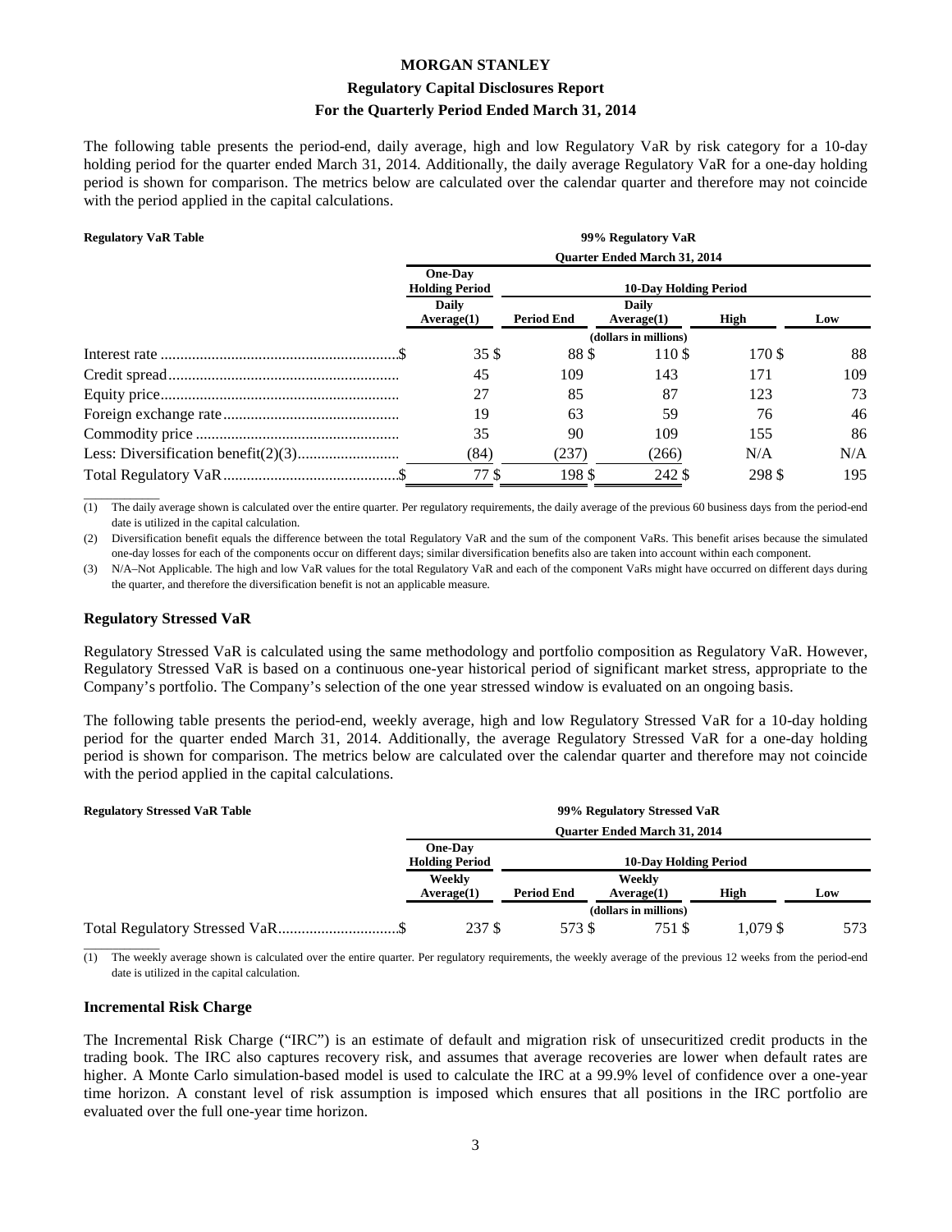The following table presents the period-end, daily average, high and low Regulatory VaR by risk category for a 10-day holding period for the quarter ended March 31, 2014. Additionally, the daily average Regulatory VaR for a one-day holding period is shown for comparison. The metrics below are calculated over the calendar quarter and therefore may not coincide with the period applied in the capital calculations.

**Regulatory VaR Table**

| | 99% Regulatory VaR | | | | |
|---|---|---|---|---|---|
| | Quarter Ended March 31, 2014 | | | | |
| | One-Day Holding Period | 10-Day Holding Period | | | |
| | Daily Average(1) | Period End | Daily Average(1) | High | Low |
| | (dollars in millions) | | | | |
| Interest rate | $ 35 | $ 88 | $ 110 | $ 170 | $ 88 |
| Credit spread | 45 | 109 | 143 | 171 | 109 |
| Equity price | 27 | 85 | 87 | 123 | 73 |
| Foreign exchange rate | 19 | 63 | 59 | 76 | 46 |
| Commodity price | 35 | 90 | 109 | 155 | 86 |
| Less: Diversification benefit(2)(3) | (84) | (237) | (266) | N/A | N/A |
| Total Regulatory VaR | $ 77 | $ 198 | $ 242 | $ 298 | $ 195 |

(1) The daily average shown is calculated over the entire quarter. Per regulatory requirements, the daily average of the previous 60 business days from the period-end date is utilized in the capital calculation.

(2) Diversification benefit equals the difference between the total Regulatory VaR and the sum of the component VaRs. This benefit arises because the simulated one-day losses for each of the components occur on different days; similar diversification benefits also are taken into account within each component.

(3) N/A–Not Applicable. The high and low VaR values for the total Regulatory VaR and each of the component VaRs might have occurred on different days during the quarter, and therefore the diversification benefit is not an applicable measure.

### Regulatory Stressed VaR

Regulatory Stressed VaR is calculated using the same methodology and portfolio composition as Regulatory VaR. However, Regulatory Stressed VaR is based on a continuous one-year historical period of significant market stress, appropriate to the Company's portfolio. The Company's selection of the one year stressed window is evaluated on an ongoing basis.

The following table presents the period-end, weekly average, high and low Regulatory Stressed VaR for a 10-day holding period for the quarter ended March 31, 2014. Additionally, the average Regulatory Stressed VaR for a one-day holding period is shown for comparison. The metrics below are calculated over the calendar quarter and therefore may not coincide with the period applied in the capital calculations.

**Regulatory Stressed VaR Table**

| | 99% Regulatory Stressed VaR | | | | |
|---|---|---|---|---|---|
| | Quarter Ended March 31, 2014 | | | | |
| | One-Day Holding Period | 10-Day Holding Period | | | |
| | Weekly Average(1) | Period End | Weekly Average(1) | High | Low |
| | (dollars in millions) | | | | |
| Total Regulatory Stressed VaR | $ 237 | $ 573 | $ 751 | $ 1,079 | $ 573 |

(1) The weekly average shown is calculated over the entire quarter. Per regulatory requirements, the weekly average of the previous 12 weeks from the period-end date is utilized in the capital calculation.

### Incremental Risk Charge

The Incremental Risk Charge ("IRC") is an estimate of default and migration risk of unsecuritized credit products in the trading book. The IRC also captures recovery risk, and assumes that average recoveries are lower when default rates are higher. A Monte Carlo simulation-based model is used to calculate the IRC at a 99.9% level of confidence over a one-year time horizon. A constant level of risk assumption is imposed which ensures that all positions in the IRC portfolio are evaluated over the full one-year time horizon.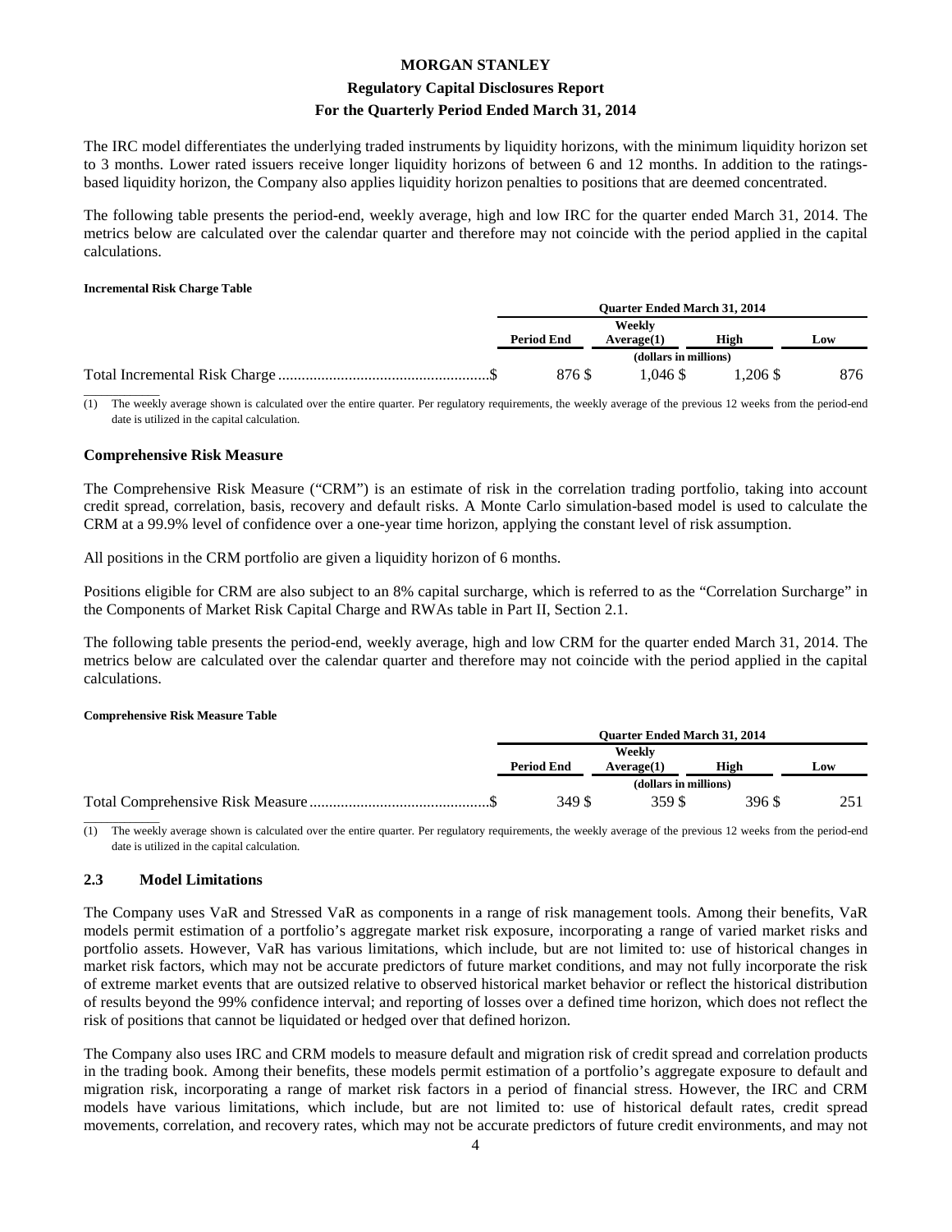The IRC model differentiates the underlying traded instruments by liquidity horizons, with the minimum liquidity horizon set to 3 months. Lower rated issuers receive longer liquidity horizons of between 6 and 12 months. In addition to the ratings-based liquidity horizon, the Company also applies liquidity horizon penalties to positions that are deemed concentrated.

The following table presents the period-end, weekly average, high and low IRC for the quarter ended March 31, 2014. The metrics below are calculated over the calendar quarter and therefore may not coincide with the period applied in the capital calculations.

**Incremental Risk Charge Table**

| | Quarter Ended March 31, 2014 | | | |
|---|---|---|---|---|
| | Period End | Weekly Average(1) | High | Low |
| | (dollars in millions) | | | |
| Total Incremental Risk Charge | $ 876 | $ 1,046 | $ 1,206 | $ 876 |

(1) The weekly average shown is calculated over the entire quarter. Per regulatory requirements, the weekly average of the previous 12 weeks from the period-end date is utilized in the capital calculation.

### Comprehensive Risk Measure

The Comprehensive Risk Measure ("CRM") is an estimate of risk in the correlation trading portfolio, taking into account credit spread, correlation, basis, recovery and default risks. A Monte Carlo simulation-based model is used to calculate the CRM at a 99.9% level of confidence over a one-year time horizon, applying the constant level of risk assumption.

All positions in the CRM portfolio are given a liquidity horizon of 6 months.

Positions eligible for CRM are also subject to an 8% capital surcharge, which is referred to as the "Correlation Surcharge" in the Components of Market Risk Capital Charge and RWAs table in Part II, Section 2.1.

The following table presents the period-end, weekly average, high and low CRM for the quarter ended March 31, 2014. The metrics below are calculated over the calendar quarter and therefore may not coincide with the period applied in the capital calculations.

**Comprehensive Risk Measure Table**

| | Quarter Ended March 31, 2014 | | | |
|---|---|---|---|---|
| | Period End | Weekly Average(1) | High | Low |
| | (dollars in millions) | | | |
| Total Comprehensive Risk Measure | $ 349 | $ 359 | $ 396 | $ 251 |

(1) The weekly average shown is calculated over the entire quarter. Per regulatory requirements, the weekly average of the previous 12 weeks from the period-end date is utilized in the capital calculation.

## 2.3 Model Limitations

The Company uses VaR and Stressed VaR as components in a range of risk management tools. Among their benefits, VaR models permit estimation of a portfolio's aggregate market risk exposure, incorporating a range of varied market risks and portfolio assets. However, VaR has various limitations, which include, but are not limited to: use of historical changes in market risk factors, which may not be accurate predictors of future market conditions, and may not fully incorporate the risk of extreme market events that are outsized relative to observed historical market behavior or reflect the historical distribution of results beyond the 99% confidence interval; and reporting of losses over a defined time horizon, which does not reflect the risk of positions that cannot be liquidated or hedged over that defined horizon.

The Company also uses IRC and CRM models to measure default and migration risk of credit spread and correlation products in the trading book. Among their benefits, these models permit estimation of a portfolio's aggregate exposure to default and migration risk, incorporating a range of market risk factors in a period of financial stress. However, the IRC and CRM models have various limitations, which include, but are not limited to: use of historical default rates, credit spread movements, correlation, and recovery rates, which may not be accurate predictors of future credit environments, and may not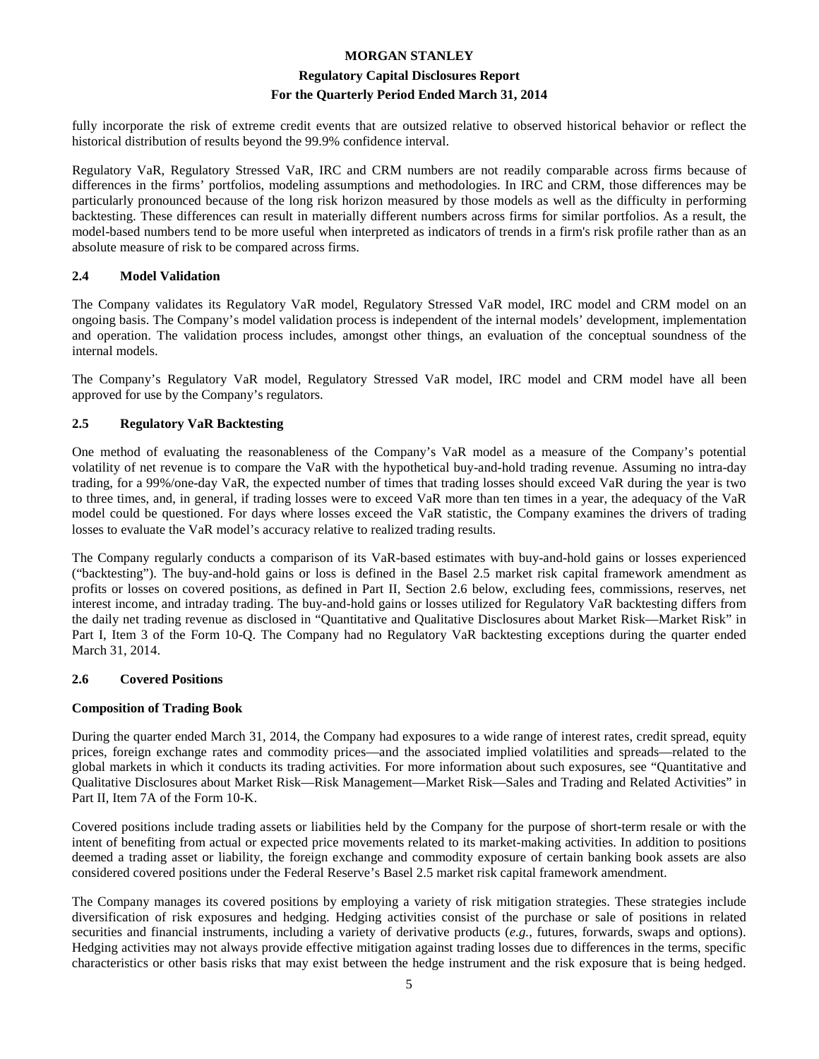fully incorporate the risk of extreme credit events that are outsized relative to observed historical behavior or reflect the historical distribution of results beyond the 99.9% confidence interval.

Regulatory VaR, Regulatory Stressed VaR, IRC and CRM numbers are not readily comparable across firms because of differences in the firms' portfolios, modeling assumptions and methodologies. In IRC and CRM, those differences may be particularly pronounced because of the long risk horizon measured by those models as well as the difficulty in performing backtesting. These differences can result in materially different numbers across firms for similar portfolios. As a result, the model-based numbers tend to be more useful when interpreted as indicators of trends in a firm's risk profile rather than as an absolute measure of risk to be compared across firms.

## 2.4 Model Validation

The Company validates its Regulatory VaR model, Regulatory Stressed VaR model, IRC model and CRM model on an ongoing basis. The Company's model validation process is independent of the internal models' development, implementation and operation. The validation process includes, amongst other things, an evaluation of the conceptual soundness of the internal models.

The Company's Regulatory VaR model, Regulatory Stressed VaR model, IRC model and CRM model have all been approved for use by the Company's regulators.

## 2.5 Regulatory VaR Backtesting

One method of evaluating the reasonableness of the Company's VaR model as a measure of the Company's potential volatility of net revenue is to compare the VaR with the hypothetical buy-and-hold trading revenue. Assuming no intra-day trading, for a 99%/one-day VaR, the expected number of times that trading losses should exceed VaR during the year is two to three times, and, in general, if trading losses were to exceed VaR more than ten times in a year, the adequacy of the VaR model could be questioned. For days where losses exceed the VaR statistic, the Company examines the drivers of trading losses to evaluate the VaR model's accuracy relative to realized trading results.

The Company regularly conducts a comparison of its VaR-based estimates with buy-and-hold gains or losses experienced ("backtesting"). The buy-and-hold gains or loss is defined in the Basel 2.5 market risk capital framework amendment as profits or losses on covered positions, as defined in Part II, Section 2.6 below, excluding fees, commissions, reserves, net interest income, and intraday trading. The buy-and-hold gains or losses utilized for Regulatory VaR backtesting differs from the daily net trading revenue as disclosed in "Quantitative and Qualitative Disclosures about Market Risk—Market Risk" in Part I, Item 3 of the Form 10-Q. The Company had no Regulatory VaR backtesting exceptions during the quarter ended March 31, 2014.

## 2.6 Covered Positions

**Composition of Trading Book**

During the quarter ended March 31, 2014, the Company had exposures to a wide range of interest rates, credit spread, equity prices, foreign exchange rates and commodity prices—and the associated implied volatilities and spreads—related to the global markets in which it conducts its trading activities. For more information about such exposures, see "Quantitative and Qualitative Disclosures about Market Risk—Risk Management—Market Risk—Sales and Trading and Related Activities" in Part II, Item 7A of the Form 10-K.

Covered positions include trading assets or liabilities held by the Company for the purpose of short-term resale or with the intent of benefiting from actual or expected price movements related to its market-making activities. In addition to positions deemed a trading asset or liability, the foreign exchange and commodity exposure of certain banking book assets are also considered covered positions under the Federal Reserve's Basel 2.5 market risk capital framework amendment.

The Company manages its covered positions by employing a variety of risk mitigation strategies. These strategies include diversification of risk exposures and hedging. Hedging activities consist of the purchase or sale of positions in related securities and financial instruments, including a variety of derivative products (*e.g.*, futures, forwards, swaps and options). Hedging activities may not always provide effective mitigation against trading losses due to differences in the terms, specific characteristics or other basis risks that may exist between the hedge instrument and the risk exposure that is being hedged.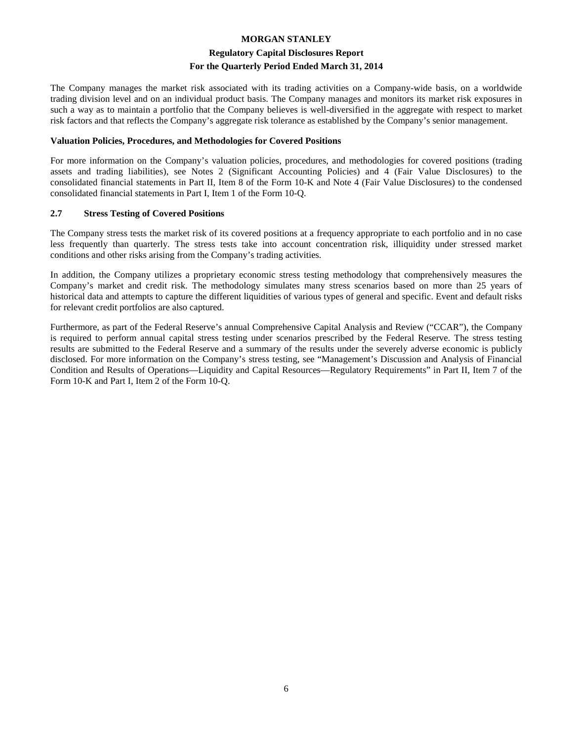The Company manages the market risk associated with its trading activities on a Company-wide basis, on a worldwide trading division level and on an individual product basis. The Company manages and monitors its market risk exposures in such a way as to maintain a portfolio that the Company believes is well-diversified in the aggregate with respect to market risk factors and that reflects the Company's aggregate risk tolerance as established by the Company's senior management.

**Valuation Policies, Procedures, and Methodologies for Covered Positions**

For more information on the Company's valuation policies, procedures, and methodologies for covered positions (trading assets and trading liabilities), see Notes 2 (Significant Accounting Policies) and 4 (Fair Value Disclosures) to the consolidated financial statements in Part II, Item 8 of the Form 10-K and Note 4 (Fair Value Disclosures) to the condensed consolidated financial statements in Part I, Item 1 of the Form 10-Q.

## 2.7 Stress Testing of Covered Positions

The Company stress tests the market risk of its covered positions at a frequency appropriate to each portfolio and in no case less frequently than quarterly. The stress tests take into account concentration risk, illiquidity under stressed market conditions and other risks arising from the Company's trading activities.

In addition, the Company utilizes a proprietary economic stress testing methodology that comprehensively measures the Company's market and credit risk. The methodology simulates many stress scenarios based on more than 25 years of historical data and attempts to capture the different liquidities of various types of general and specific. Event and default risks for relevant credit portfolios are also captured.

Furthermore, as part of the Federal Reserve's annual Comprehensive Capital Analysis and Review ("CCAR"), the Company is required to perform annual capital stress testing under scenarios prescribed by the Federal Reserve. The stress testing results are submitted to the Federal Reserve and a summary of the results under the severely adverse economic is publicly disclosed. For more information on the Company's stress testing, see "Management's Discussion and Analysis of Financial Condition and Results of Operations—Liquidity and Capital Resources—Regulatory Requirements" in Part II, Item 7 of the Form 10-K and Part I, Item 2 of the Form 10-Q.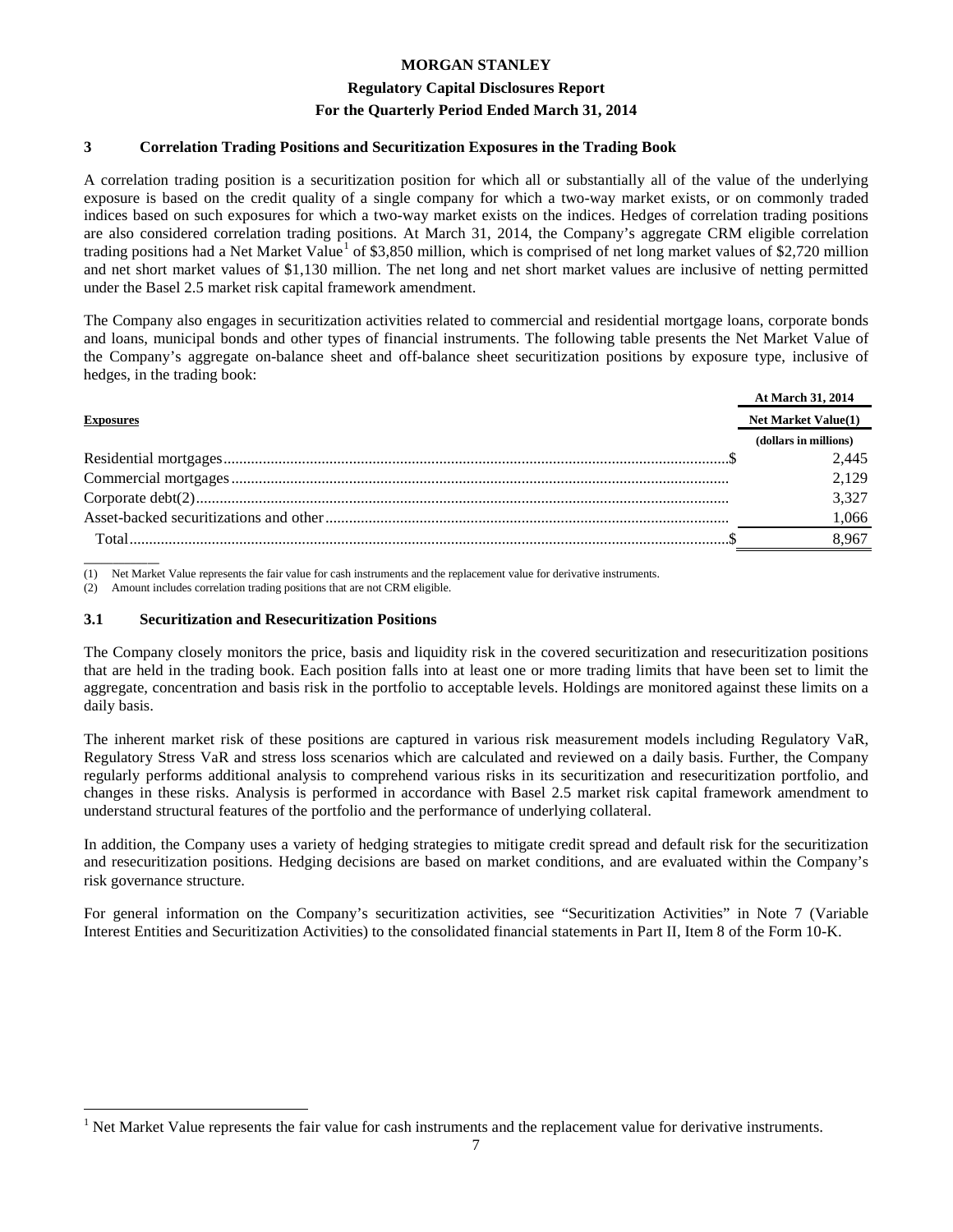## 3 Correlation Trading Positions and Securitization Exposures in the Trading Book

A correlation trading position is a securitization position for which all or substantially all of the value of the underlying exposure is based on the credit quality of a single company for which a two-way market exists, or on commonly traded indices based on such exposures for which a two-way market exists on the indices. Hedges of correlation trading positions are also considered correlation trading positions. At March 31, 2014, the Company's aggregate CRM eligible correlation trading positions had a Net Market Value[1] of $3,850 million, which is comprised of net long market values of $2,720 million and net short market values of $1,130 million. The net long and net short market values are inclusive of netting permitted under the Basel 2.5 market risk capital framework amendment.

The Company also engages in securitization activities related to commercial and residential mortgage loans, corporate bonds and loans, municipal bonds and other types of financial instruments. The following table presents the Net Market Value of the Company's aggregate on-balance sheet and off-balance sheet securitization positions by exposure type, inclusive of hedges, in the trading book:

| **Exposures** | **At March 31, 2014** **Net Market Value(1)** (dollars in millions) |
|---|---|
| Residential mortgages | $ 2,445 |
| Commercial mortgages | 2,129 |
| Corporate debt(2) | 3,327 |
| Asset-backed securitizations and other | 1,066 |
| Total | $ 8,967 |

(1) Net Market Value represents the fair value for cash instruments and the replacement value for derivative instruments.
(2) Amount includes correlation trading positions that are not CRM eligible.

### 3.1 Securitization and Resecuritization Positions

The Company closely monitors the price, basis and liquidity risk in the covered securitization and resecuritization positions that are held in the trading book. Each position falls into at least one or more trading limits that have been set to limit the aggregate, concentration and basis risk in the portfolio to acceptable levels. Holdings are monitored against these limits on a daily basis.

The inherent market risk of these positions are captured in various risk measurement models including Regulatory VaR, Regulatory Stress VaR and stress loss scenarios which are calculated and reviewed on a daily basis. Further, the Company regularly performs additional analysis to comprehend various risks in its securitization and resecuritization portfolio, and changes in these risks. Analysis is performed in accordance with Basel 2.5 market risk capital framework amendment to understand structural features of the portfolio and the performance of underlying collateral.

In addition, the Company uses a variety of hedging strategies to mitigate credit spread and default risk for the securitization and resecuritization positions. Hedging decisions are based on market conditions, and are evaluated within the Company's risk governance structure.

For general information on the Company's securitization activities, see "Securitization Activities" in Note 7 (Variable Interest Entities and Securitization Activities) to the consolidated financial statements in Part II, Item 8 of the Form 10-K.

[1] Net Market Value represents the fair value for cash instruments and the replacement value for derivative instruments.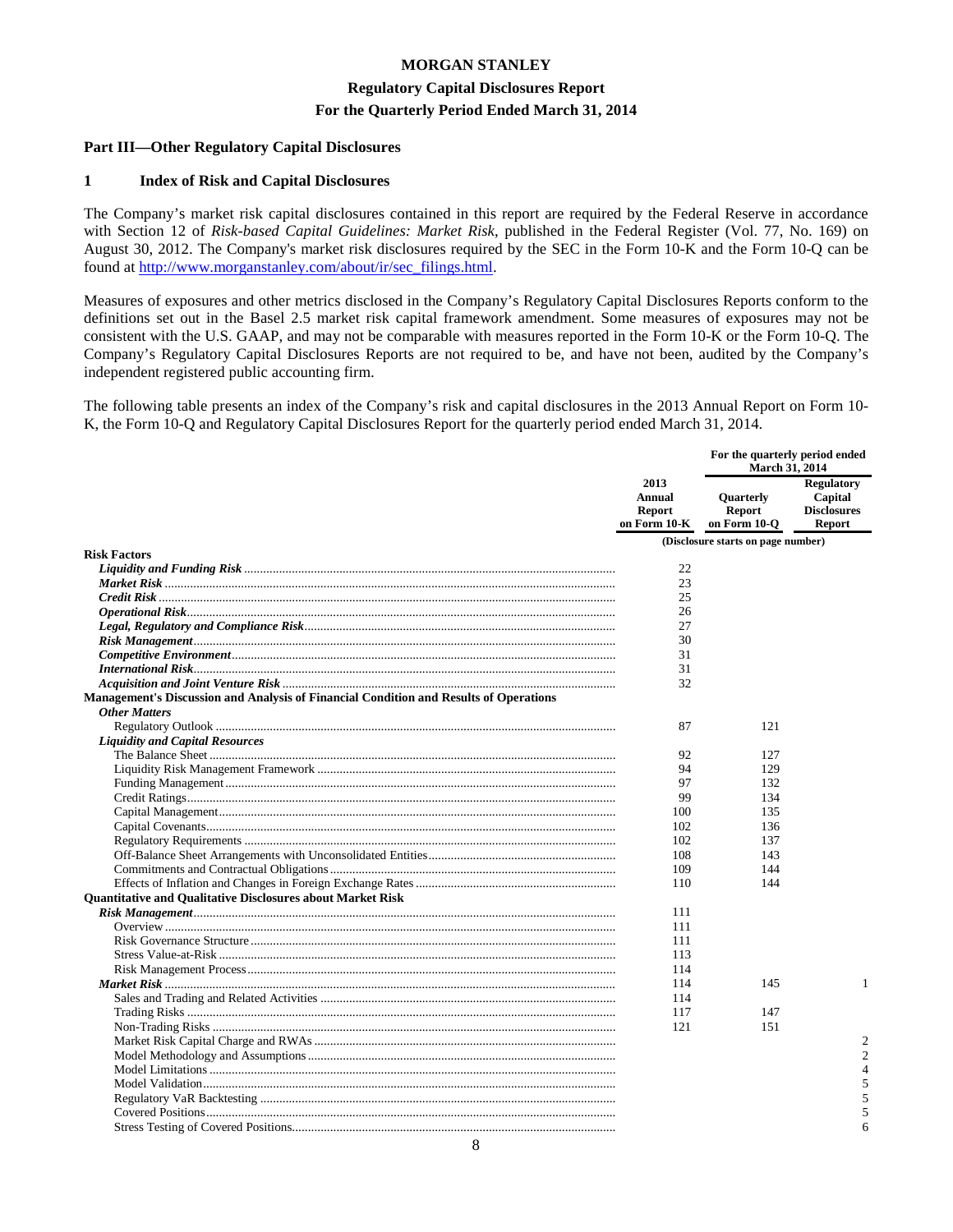**MORGAN STANLEY**

**Regulatory Capital Disclosures Report**

**For the Quarterly Period Ended March 31, 2014**

## Part III—Other Regulatory Capital Disclosures

### 1 Index of Risk and Capital Disclosures

The Company's market risk capital disclosures contained in this report are required by the Federal Reserve in accordance with Section 12 of *Risk-based Capital Guidelines: Market Risk*, published in the Federal Register (Vol. 77, No. 169) on August 30, 2012. The Company's market risk disclosures required by the SEC in the Form 10-K and the Form 10-Q can be found at http://www.morganstanley.com/about/ir/sec_filings.html.

Measures of exposures and other metrics disclosed in the Company's Regulatory Capital Disclosures Reports conform to the definitions set out in the Basel 2.5 market risk capital framework amendment. Some measures of exposures may not be consistent with the U.S. GAAP, and may not be comparable with measures reported in the Form 10-K or the Form 10-Q. The Company's Regulatory Capital Disclosures Reports are not required to be, and have not been, audited by the Company's independent registered public accounting firm.

The following table presents an index of the Company's risk and capital disclosures in the 2013 Annual Report on Form 10-K, the Form 10-Q and Regulatory Capital Disclosures Report for the quarterly period ended March 31, 2014.

| | | For the quarterly period ended March 31, 2014 | |
|---|---|---|---|
| | 2013 Annual Report on Form 10-K | Quarterly Report on Form 10-Q | Regulatory Capital Disclosures Report |
| | (Disclosure starts on page number) | | |
| **Risk Factors** | | | |
| ***Liquidity and Funding Risk*** | 22 | | |
| ***Market Risk*** | 23 | | |
| ***Credit Risk*** | 25 | | |
| ***Operational Risk*** | 26 | | |
| ***Legal, Regulatory and Compliance Risk*** | 27 | | |
| ***Risk Management*** | 30 | | |
| ***Competitive Environment*** | 31 | | |
| ***International Risk*** | 31 | | |
| ***Acquisition and Joint Venture Risk*** | 32 | | |
| **Management's Discussion and Analysis of Financial Condition and Results of Operations** | | | |
| ***Other Matters*** | | | |
| Regulatory Outlook | 87 | 121 | |
| ***Liquidity and Capital Resources*** | | | |
| The Balance Sheet | 92 | 127 | |
| Liquidity Risk Management Framework | 94 | 129 | |
| Funding Management | 97 | 132 | |
| Credit Ratings | 99 | 134 | |
| Capital Management | 100 | 135 | |
| Capital Covenants | 102 | 136 | |
| Regulatory Requirements | 102 | 137 | |
| Off-Balance Sheet Arrangements with Unconsolidated Entities | 108 | 143 | |
| Commitments and Contractual Obligations | 109 | 144 | |
| Effects of Inflation and Changes in Foreign Exchange Rates | 110 | 144 | |
| **Quantitative and Qualitative Disclosures about Market Risk** | | | |
| ***Risk Management*** | 111 | | |
| Overview | 111 | | |
| Risk Governance Structure | 111 | | |
| Stress Value-at-Risk | 113 | | |
| Risk Management Process | 114 | | |
| ***Market Risk*** | 114 | 145 | 1 |
| Sales and Trading and Related Activities | 114 | | |
| Trading Risks | 117 | 147 | |
| Non-Trading Risks | 121 | 151 | |
| Market Risk Capital Charge and RWAs | | | 2 |
| Model Methodology and Assumptions | | | 2 |
| Model Limitations | | | 4 |
| Model Validation | | | 5 |
| Regulatory VaR Backtesting | | | 5 |
| Covered Positions | | | 5 |
| Stress Testing of Covered Positions | | | 6 |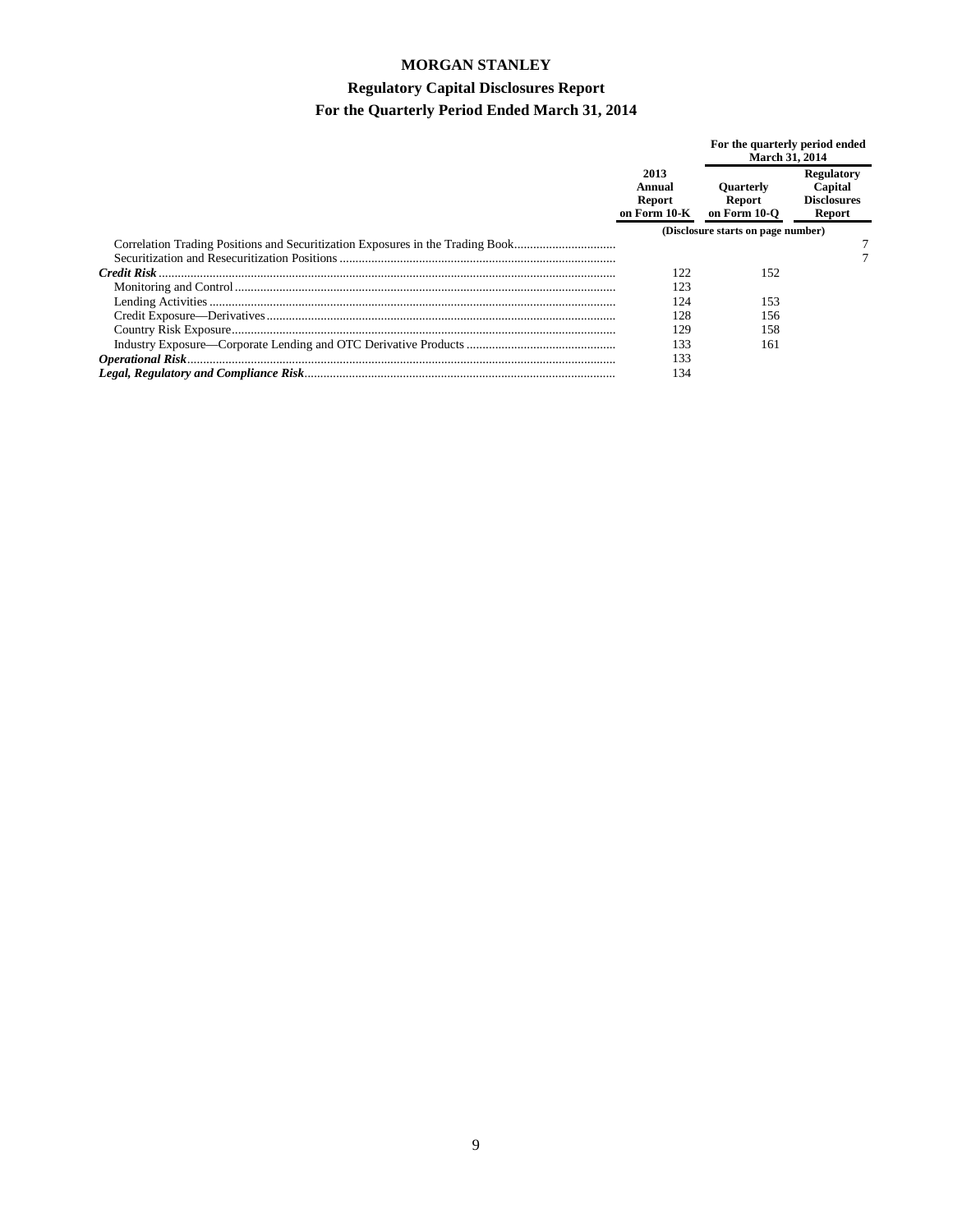**MORGAN STANLEY**

**Regulatory Capital Disclosures Report**

**For the Quarterly Period Ended March 31, 2014**

| | 2013 Annual Report on Form 10-K | For the quarterly period ended March 31, 2014 | |
|---|---|---|---|
| | | Quarterly Report on Form 10-Q | Regulatory Capital Disclosures Report |
| | (Disclosure starts on page number) | | |
| Correlation Trading Positions and Securitization Exposures in the Trading Book | | | 7 |
| Securitization and Resecuritization Positions | | | 7 |
| ***Credit Risk*** | 122 | 152 | |
| Monitoring and Control | 123 | | |
| Lending Activities | 124 | 153 | |
| Credit Exposure—Derivatives | 128 | 156 | |
| Country Risk Exposure | 129 | 158 | |
| Industry Exposure—Corporate Lending and OTC Derivative Products | 133 | 161 | |
| ***Operational Risk*** | 133 | | |
| ***Legal, Regulatory and Compliance Risk*** | 134 | | |